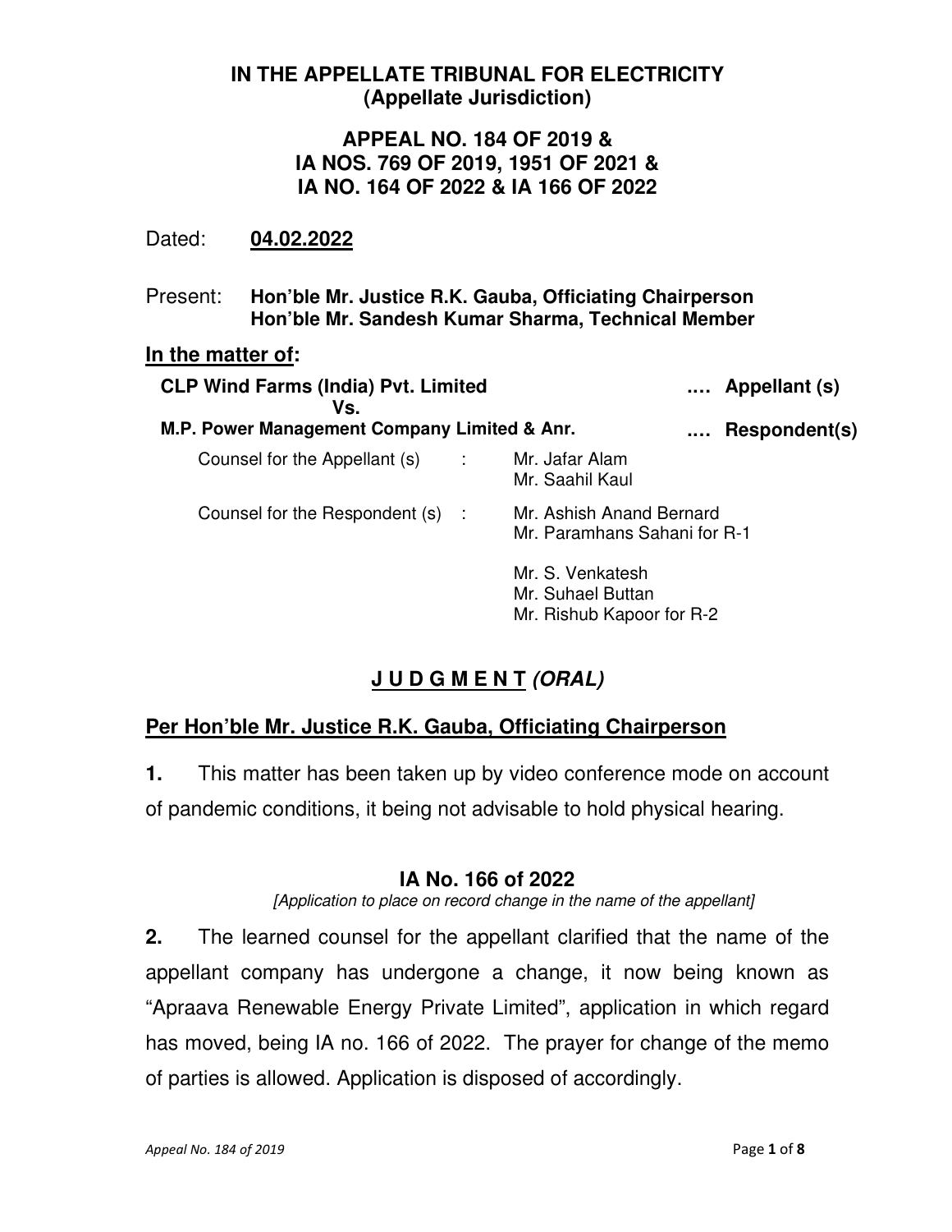**IN THE APPELLATE TRIBUNAL FOR ELECTRICITY**
**(Appellate Jurisdiction)**

**APPEAL NO. 184 OF 2019 &**
**IA NOS. 769 OF 2019, 1951 OF 2021 &**
**IA NO. 164 OF 2022 & IA 166 OF 2022**

Dated: **04.02.2022**

Present: **Hon'ble Mr. Justice R.K. Gauba, Officiating Chairperson**
**Hon'ble Mr. Sandesh Kumar Sharma, Technical Member**

**In the matter of:**

**CLP Wind Farms (India) Pvt. Limited** .... **Appellant (s)**
**Vs.**
**M.P. Power Management Company Limited & Anr.** .... **Respondent(s)**

Counsel for the Appellant (s) : Mr. Jafar Alam
Mr. Saahil Kaul

Counsel for the Respondent (s) : Mr. Ashish Anand Bernard
Mr. Paramhans Sahani for R-1

Mr. S. Venkatesh
Mr. Suhael Buttan
Mr. Rishub Kapoor for R-2

## J U D G M E N T *(ORAL)*

### Per Hon'ble Mr. Justice R.K. Gauba, Officiating Chairperson

**1.** This matter has been taken up by video conference mode on account of pandemic conditions, it being not advisable to hold physical hearing.

### IA No. 166 of 2022

*[Application to place on record change in the name of the appellant]*

**2.** The learned counsel for the appellant clarified that the name of the appellant company has undergone a change, it now being known as "Apraava Renewable Energy Private Limited", application in which regard has moved, being IA no. 166 of 2022. The prayer for change of the memo of parties is allowed. Application is disposed of accordingly.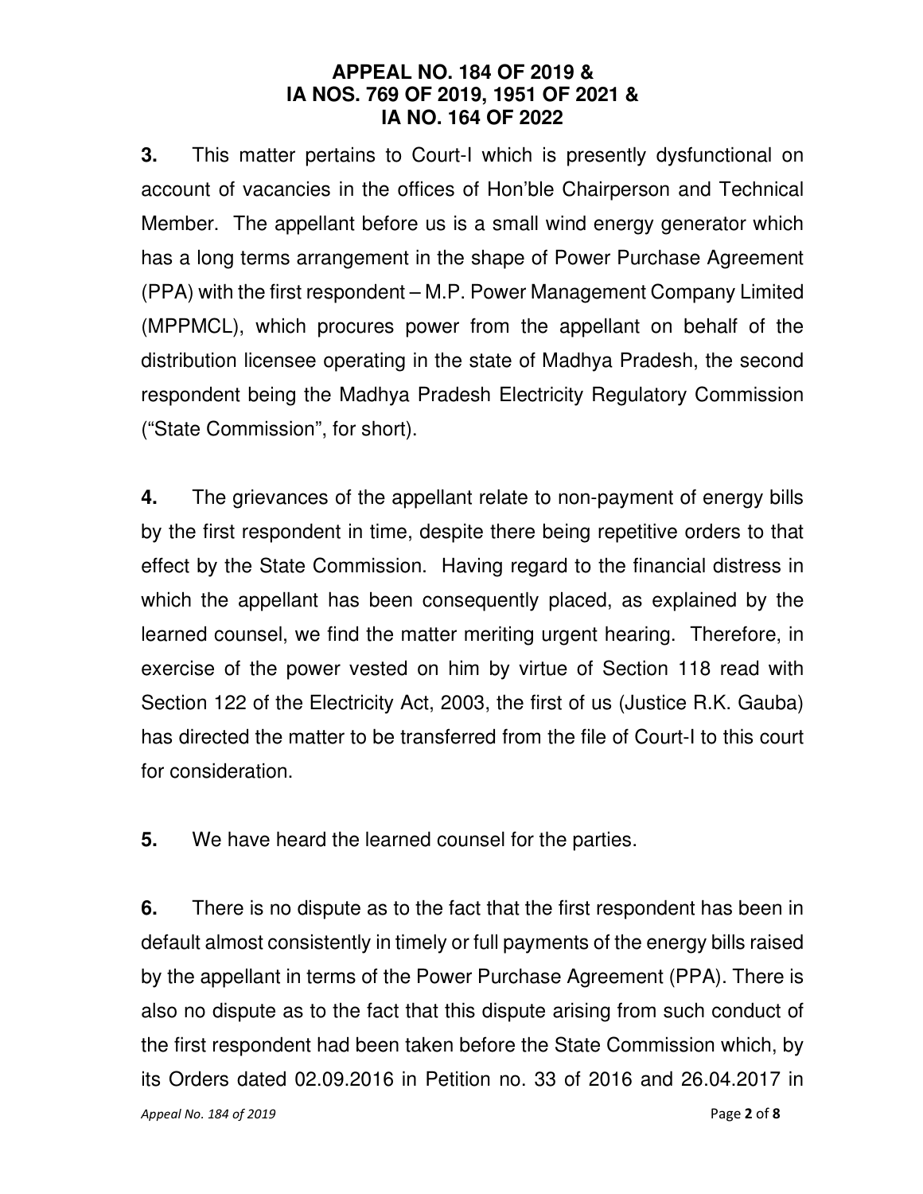**3.** This matter pertains to Court-I which is presently dysfunctional on account of vacancies in the offices of Hon'ble Chairperson and Technical Member. The appellant before us is a small wind energy generator which has a long terms arrangement in the shape of Power Purchase Agreement (PPA) with the first respondent – M.P. Power Management Company Limited (MPPMCL), which procures power from the appellant on behalf of the distribution licensee operating in the state of Madhya Pradesh, the second respondent being the Madhya Pradesh Electricity Regulatory Commission ("State Commission", for short).

**4.** The grievances of the appellant relate to non-payment of energy bills by the first respondent in time, despite there being repetitive orders to that effect by the State Commission. Having regard to the financial distress in which the appellant has been consequently placed, as explained by the learned counsel, we find the matter meriting urgent hearing. Therefore, in exercise of the power vested on him by virtue of Section 118 read with Section 122 of the Electricity Act, 2003, the first of us (Justice R.K. Gauba) has directed the matter to be transferred from the file of Court-I to this court for consideration.

**5.** We have heard the learned counsel for the parties.

**6.** There is no dispute as to the fact that the first respondent has been in default almost consistently in timely or full payments of the energy bills raised by the appellant in terms of the Power Purchase Agreement (PPA). There is also no dispute as to the fact that this dispute arising from such conduct of the first respondent had been taken before the State Commission which, by its Orders dated 02.09.2016 in Petition no. 33 of 2016 and 26.04.2017 in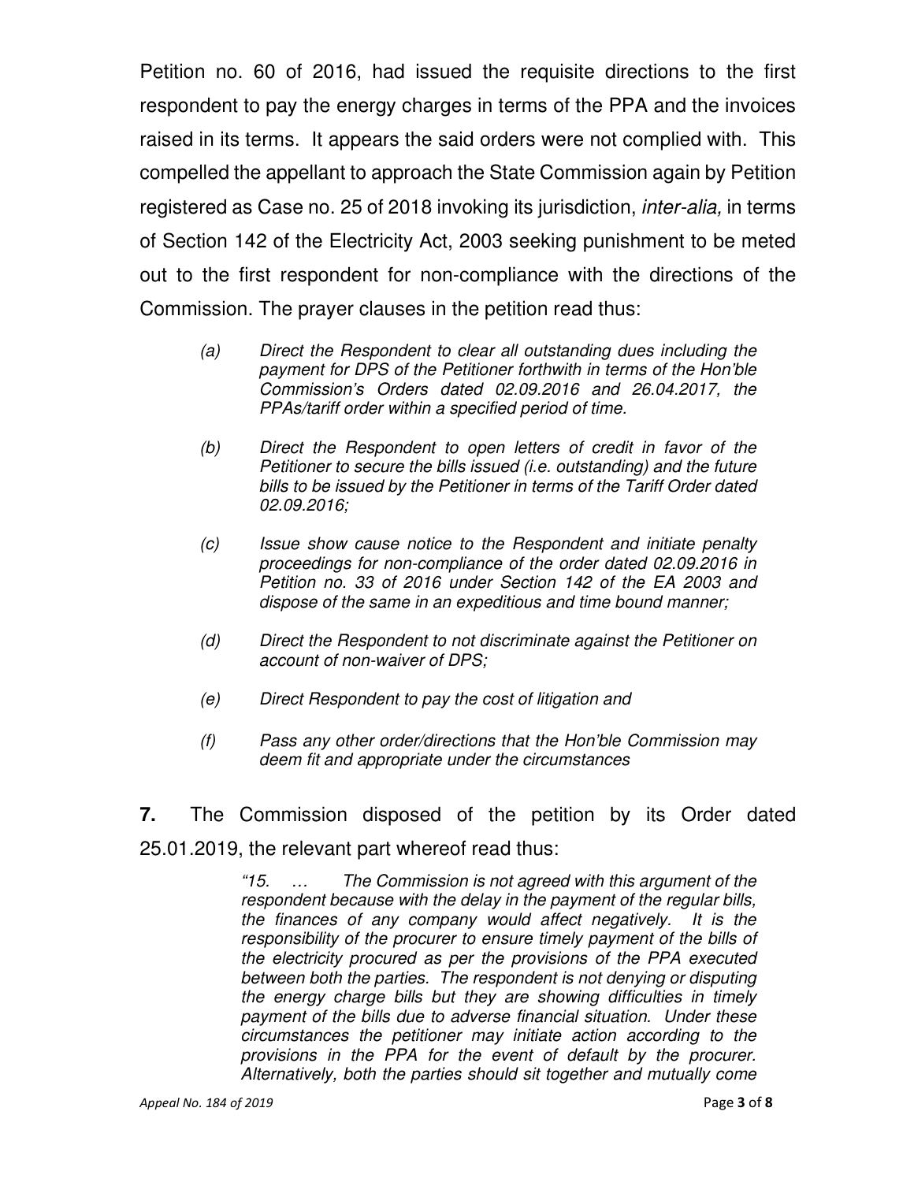Petition no. 60 of 2016, had issued the requisite directions to the first respondent to pay the energy charges in terms of the PPA and the invoices raised in its terms. It appears the said orders were not complied with. This compelled the appellant to approach the State Commission again by Petition registered as Case no. 25 of 2018 invoking its jurisdiction, *inter-alia,* in terms of Section 142 of the Electricity Act, 2003 seeking punishment to be meted out to the first respondent for non-compliance with the directions of the Commission. The prayer clauses in the petition read thus:

> *(a) Direct the Respondent to clear all outstanding dues including the payment for DPS of the Petitioner forthwith in terms of the Hon'ble Commission's Orders dated 02.09.2016 and 26.04.2017, the PPAs/tariff order within a specified period of time.*
>
> *(b) Direct the Respondent to open letters of credit in favor of the Petitioner to secure the bills issued (i.e. outstanding) and the future bills to be issued by the Petitioner in terms of the Tariff Order dated 02.09.2016;*
>
> *(c) Issue show cause notice to the Respondent and initiate penalty proceedings for non-compliance of the order dated 02.09.2016 in Petition no. 33 of 2016 under Section 142 of the EA 2003 and dispose of the same in an expeditious and time bound manner;*
>
> *(d) Direct the Respondent to not discriminate against the Petitioner on account of non-waiver of DPS;*
>
> *(e) Direct Respondent to pay the cost of litigation and*
>
> *(f) Pass any other order/directions that the Hon'ble Commission may deem fit and appropriate under the circumstances*

**7.** The Commission disposed of the petition by its Order dated 25.01.2019, the relevant part whereof read thus:

> *"15. … The Commission is not agreed with this argument of the respondent because with the delay in the payment of the regular bills, the finances of any company would affect negatively. It is the responsibility of the procurer to ensure timely payment of the bills of the electricity procured as per the provisions of the PPA executed between both the parties. The respondent is not denying or disputing the energy charge bills but they are showing difficulties in timely payment of the bills due to adverse financial situation. Under these circumstances the petitioner may initiate action according to the provisions in the PPA for the event of default by the procurer. Alternatively, both the parties should sit together and mutually come*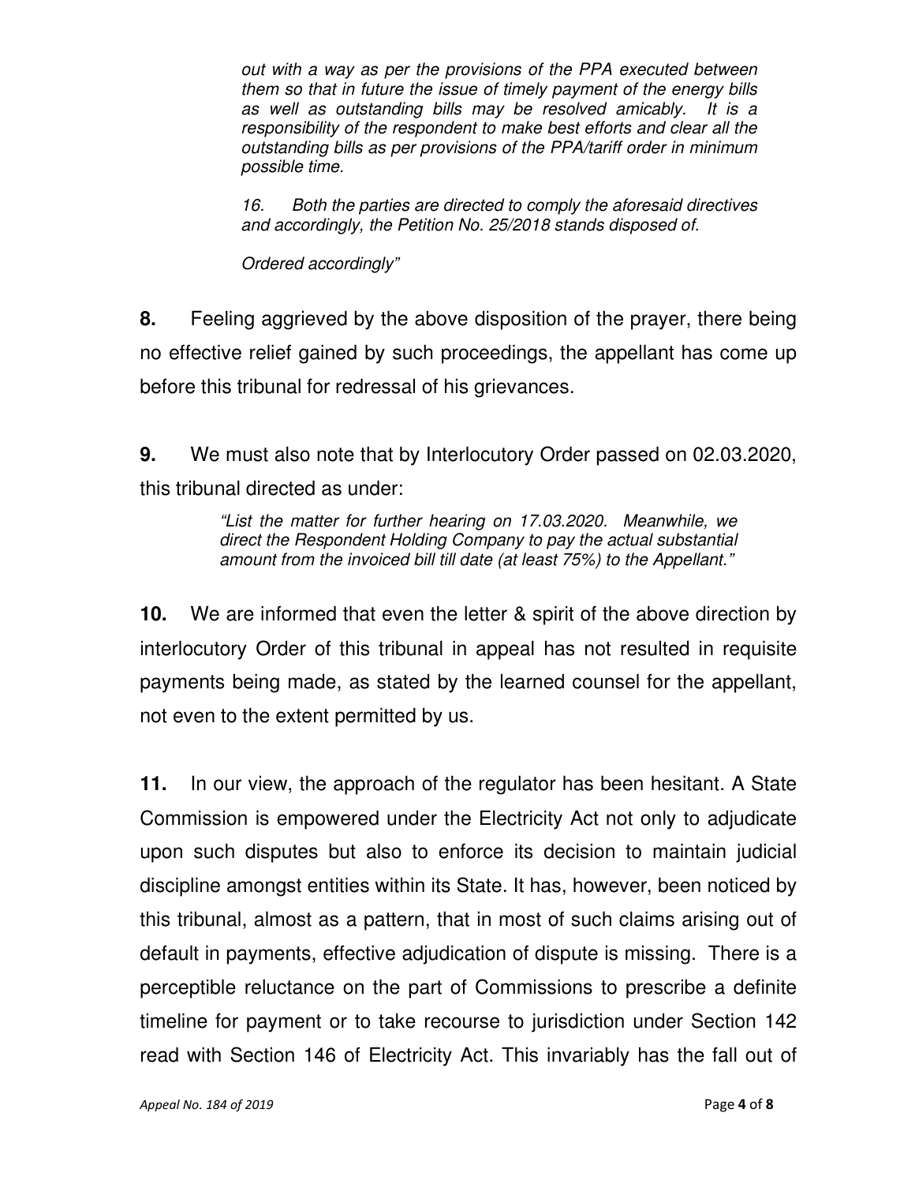*out with a way as per the provisions of the PPA executed between them so that in future the issue of timely payment of the energy bills as well as outstanding bills may be resolved amicably. It is a responsibility of the respondent to make best efforts and clear all the outstanding bills as per provisions of the PPA/tariff order in minimum possible time.*

*16. Both the parties are directed to comply the aforesaid directives and accordingly, the Petition No. 25/2018 stands disposed of.*

*Ordered accordingly"*

**8.** Feeling aggrieved by the above disposition of the prayer, there being no effective relief gained by such proceedings, the appellant has come up before this tribunal for redressal of his grievances.

**9.** We must also note that by Interlocutory Order passed on 02.03.2020, this tribunal directed as under:

*"List the matter for further hearing on 17.03.2020. Meanwhile, we direct the Respondent Holding Company to pay the actual substantial amount from the invoiced bill till date (at least 75%) to the Appellant."*

**10.** We are informed that even the letter & spirit of the above direction by interlocutory Order of this tribunal in appeal has not resulted in requisite payments being made, as stated by the learned counsel for the appellant, not even to the extent permitted by us.

**11.** In our view, the approach of the regulator has been hesitant. A State Commission is empowered under the Electricity Act not only to adjudicate upon such disputes but also to enforce its decision to maintain judicial discipline amongst entities within its State. It has, however, been noticed by this tribunal, almost as a pattern, that in most of such claims arising out of default in payments, effective adjudication of dispute is missing. There is a perceptible reluctance on the part of Commissions to prescribe a definite timeline for payment or to take recourse to jurisdiction under Section 142 read with Section 146 of Electricity Act. This invariably has the fall out of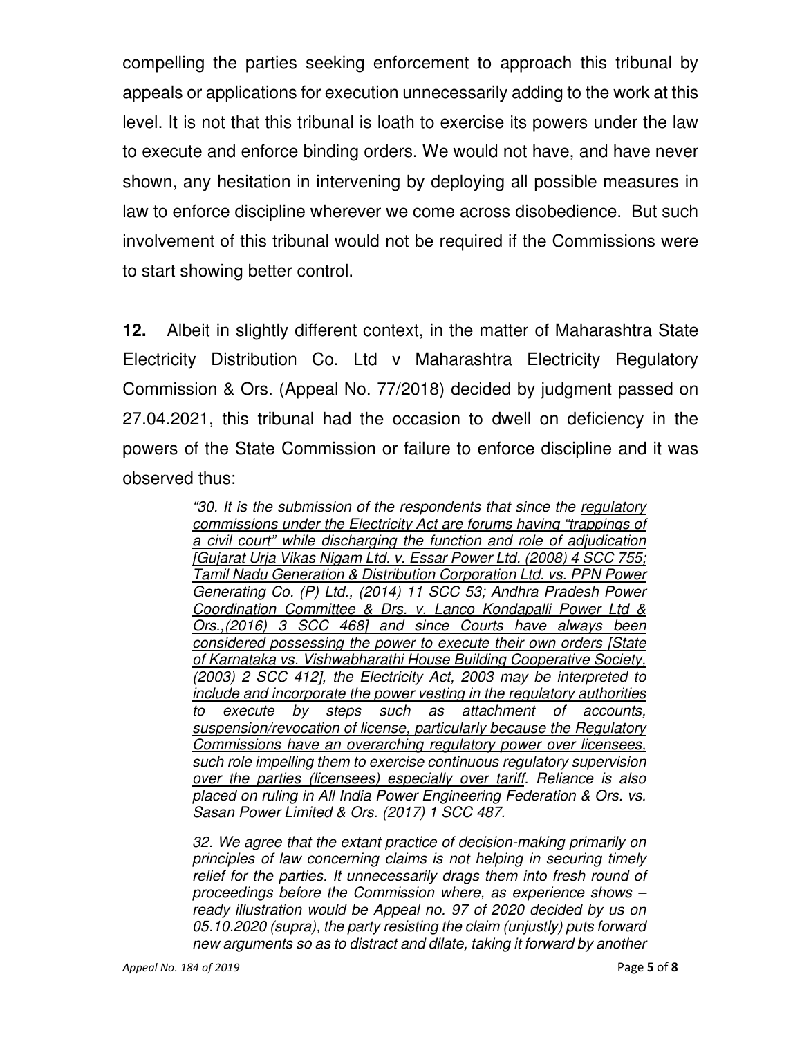compelling the parties seeking enforcement to approach this tribunal by appeals or applications for execution unnecessarily adding to the work at this level. It is not that this tribunal is loath to exercise its powers under the law to execute and enforce binding orders. We would not have, and have never shown, any hesitation in intervening by deploying all possible measures in law to enforce discipline wherever we come across disobedience. But such involvement of this tribunal would not be required if the Commissions were to start showing better control.

**12.** Albeit in slightly different context, in the matter of Maharashtra State Electricity Distribution Co. Ltd v Maharashtra Electricity Regulatory Commission & Ors. (Appeal No. 77/2018) decided by judgment passed on 27.04.2021, this tribunal had the occasion to dwell on deficiency in the powers of the State Commission or failure to enforce discipline and it was observed thus:

> *"30. It is the submission of the respondents that since the <u>regulatory commissions under the Electricity Act are forums having "trappings of a civil court" while discharging the function and role of adjudication [Gujarat Urja Vikas Nigam Ltd. v. Essar Power Ltd. (2008) 4 SCC 755; Tamil Nadu Generation & Distribution Corporation Ltd. vs. PPN Power Generating Co. (P) Ltd., (2014) 11 SCC 53; Andhra Pradesh Power Coordination Committee & Drs. v. Lanco Kondapalli Power Ltd & Ors.,(2016) 3 SCC 468] and since Courts have always been considered possessing the power to execute their own orders [State of Karnataka vs. Vishwabharathi House Building Cooperative Society, (2003) 2 SCC 412], the Electricity Act, 2003 may be interpreted to include and incorporate the power vesting in the regulatory authorities to execute by steps such as attachment of accounts, suspension/revocation of license, particularly because the Regulatory Commissions have an overarching regulatory power over licensees, such role impelling them to exercise continuous regulatory supervision over the parties (licensees) especially over tariff</u>. Reliance is also placed on ruling in All India Power Engineering Federation & Ors. vs. Sasan Power Limited & Ors. (2017) 1 SCC 487.*
>
> *32. We agree that the extant practice of decision-making primarily on principles of law concerning claims is not helping in securing timely relief for the parties. It unnecessarily drags them into fresh round of proceedings before the Commission where, as experience shows – ready illustration would be Appeal no. 97 of 2020 decided by us on 05.10.2020 (supra), the party resisting the claim (unjustly) puts forward new arguments so as to distract and dilate, taking it forward by another*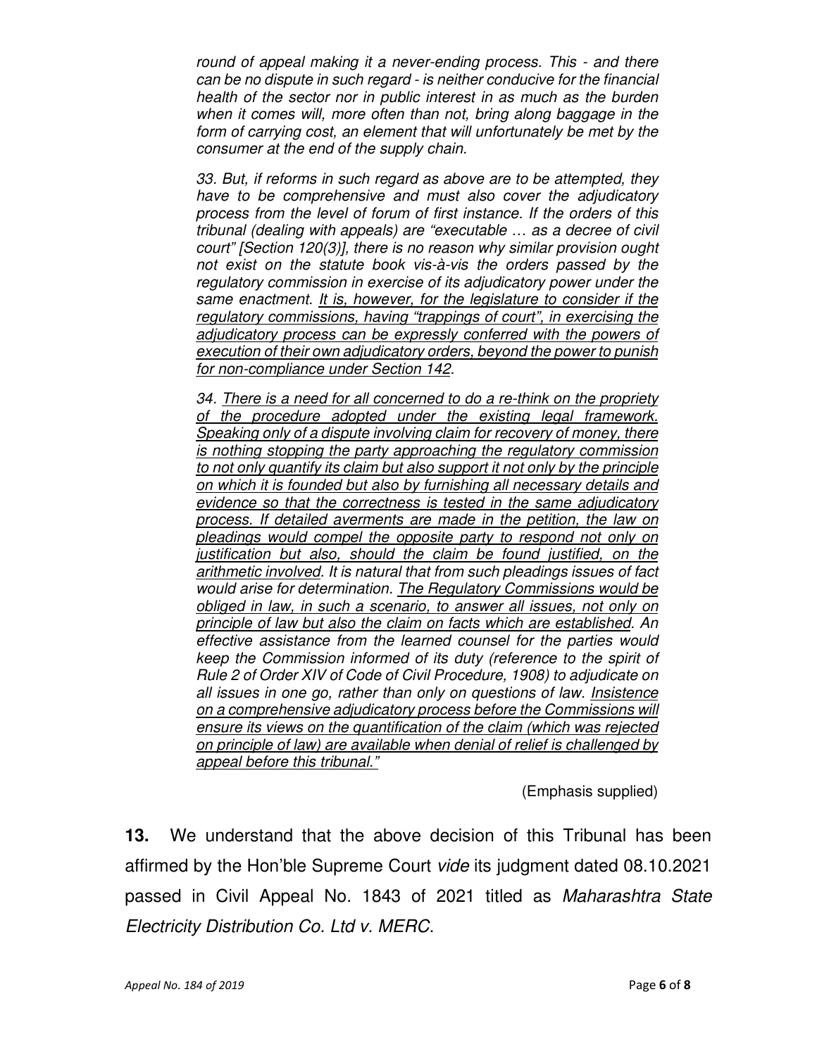*round of appeal making it a never-ending process. This - and there can be no dispute in such regard - is neither conducive for the financial health of the sector nor in public interest in as much as the burden when it comes will, more often than not, bring along baggage in the form of carrying cost, an element that will unfortunately be met by the consumer at the end of the supply chain.*

*33. But, if reforms in such regard as above are to be attempted, they have to be comprehensive and must also cover the adjudicatory process from the level of forum of first instance. If the orders of this tribunal (dealing with appeals) are "executable … as a decree of civil court" [Section 120(3)], there is no reason why similar provision ought not exist on the statute book vis-à-vis the orders passed by the regulatory commission in exercise of its adjudicatory power under the same enactment. <u>It is, however, for the legislature to consider if the regulatory commissions, having "trappings of court", in exercising the adjudicatory process can be expressly conferred with the powers of execution of their own adjudicatory orders, beyond the power to punish for non-compliance under Section 142</u>.*

*34. <u>There is a need for all concerned to do a re-think on the propriety of the procedure adopted under the existing legal framework. Speaking only of a dispute involving claim for recovery of money, there is nothing stopping the party approaching the regulatory commission to not only quantify its claim but also support it not only by the principle on which it is founded but also by furnishing all necessary details and evidence so that the correctness is tested in the same adjudicatory process. If detailed averments are made in the petition, the law on pleadings would compel the opposite party to respond not only on justification but also, should the claim be found justified, on the arithmetic involved</u>. It is natural that from such pleadings issues of fact would arise for determination. <u>The Regulatory Commissions would be obliged in law, in such a scenario, to answer all issues, not only on principle of law but also the claim on facts which are established</u>. An effective assistance from the learned counsel for the parties would keep the Commission informed of its duty (reference to the spirit of Rule 2 of Order XIV of Code of Civil Procedure, 1908) to adjudicate on all issues in one go, rather than only on questions of law. <u>Insistence on a comprehensive adjudicatory process before the Commissions will ensure its views on the quantification of the claim (which was rejected on principle of law) are available when denial of relief is challenged by appeal before this tribunal."</u>*

(Emphasis supplied)

**13.** We understand that the above decision of this Tribunal has been affirmed by the Hon'ble Supreme Court *vide* its judgment dated 08.10.2021 passed in Civil Appeal No. 1843 of 2021 titled as *Maharashtra State Electricity Distribution Co. Ltd v. MERC*.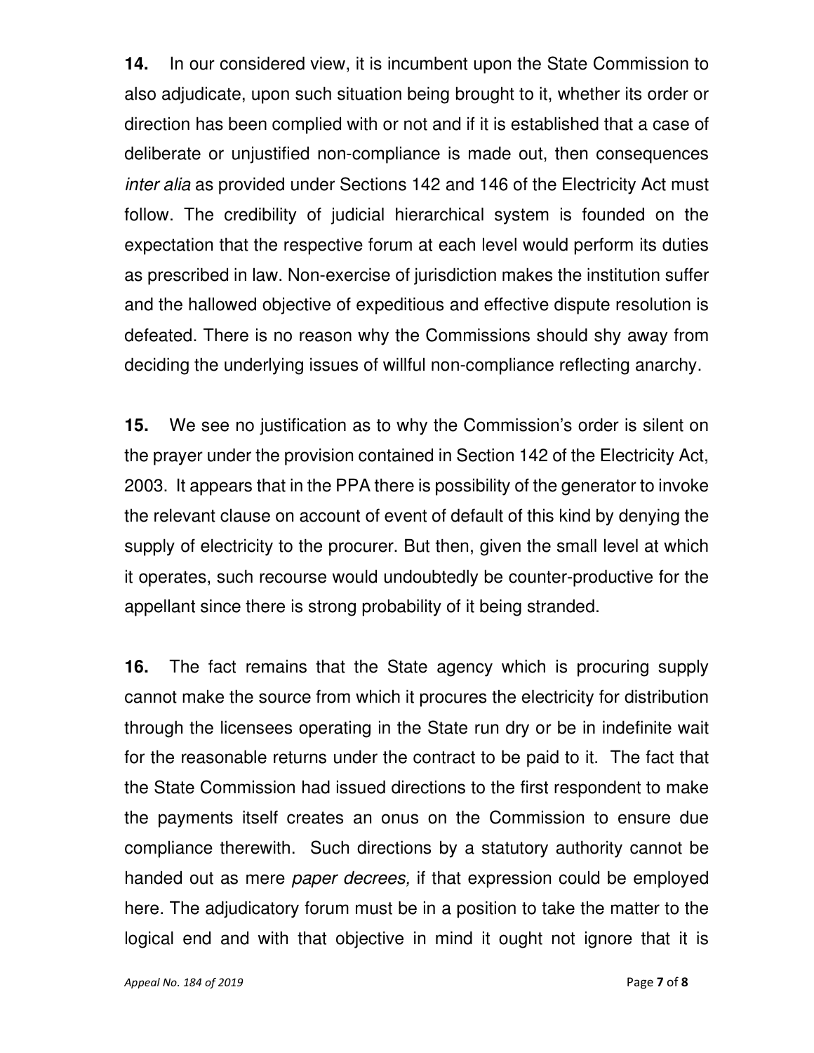**14.** In our considered view, it is incumbent upon the State Commission to also adjudicate, upon such situation being brought to it, whether its order or direction has been complied with or not and if it is established that a case of deliberate or unjustified non-compliance is made out, then consequences *inter alia* as provided under Sections 142 and 146 of the Electricity Act must follow. The credibility of judicial hierarchical system is founded on the expectation that the respective forum at each level would perform its duties as prescribed in law. Non-exercise of jurisdiction makes the institution suffer and the hallowed objective of expeditious and effective dispute resolution is defeated. There is no reason why the Commissions should shy away from deciding the underlying issues of willful non-compliance reflecting anarchy.

**15.** We see no justification as to why the Commission's order is silent on the prayer under the provision contained in Section 142 of the Electricity Act, 2003. It appears that in the PPA there is possibility of the generator to invoke the relevant clause on account of event of default of this kind by denying the supply of electricity to the procurer. But then, given the small level at which it operates, such recourse would undoubtedly be counter-productive for the appellant since there is strong probability of it being stranded.

**16.** The fact remains that the State agency which is procuring supply cannot make the source from which it procures the electricity for distribution through the licensees operating in the State run dry or be in indefinite wait for the reasonable returns under the contract to be paid to it. The fact that the State Commission had issued directions to the first respondent to make the payments itself creates an onus on the Commission to ensure due compliance therewith. Such directions by a statutory authority cannot be handed out as mere *paper decrees,* if that expression could be employed here. The adjudicatory forum must be in a position to take the matter to the logical end and with that objective in mind it ought not ignore that it is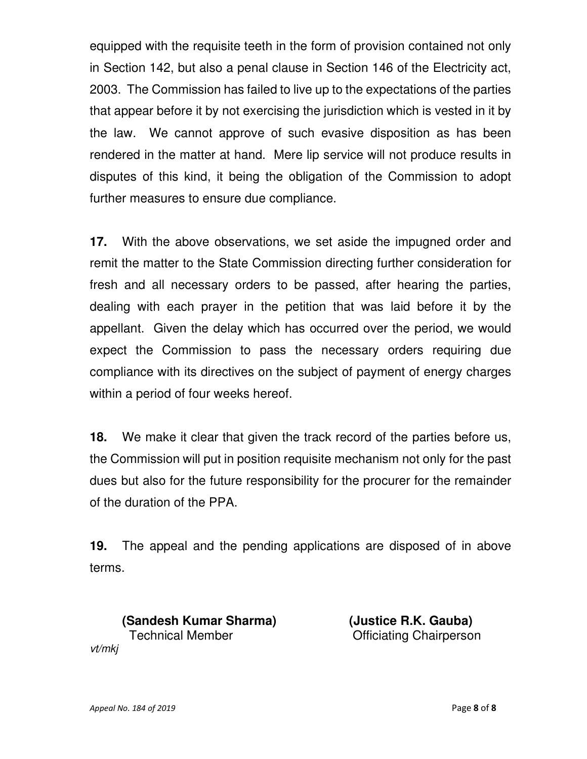equipped with the requisite teeth in the form of provision contained not only in Section 142, but also a penal clause in Section 146 of the Electricity act, 2003. The Commission has failed to live up to the expectations of the parties that appear before it by not exercising the jurisdiction which is vested in it by the law. We cannot approve of such evasive disposition as has been rendered in the matter at hand. Mere lip service will not produce results in disputes of this kind, it being the obligation of the Commission to adopt further measures to ensure due compliance.

**17.** With the above observations, we set aside the impugned order and remit the matter to the State Commission directing further consideration for fresh and all necessary orders to be passed, after hearing the parties, dealing with each prayer in the petition that was laid before it by the appellant. Given the delay which has occurred over the period, we would expect the Commission to pass the necessary orders requiring due compliance with its directives on the subject of payment of energy charges within a period of four weeks hereof.

**18.** We make it clear that given the track record of the parties before us, the Commission will put in position requisite mechanism not only for the past dues but also for the future responsibility for the procurer for the remainder of the duration of the PPA.

**19.** The appeal and the pending applications are disposed of in above terms.

**(Sandesh Kumar Sharma)**
Technical Member

**(Justice R.K. Gauba)**
Officiating Chairperson

*vt/mkj*